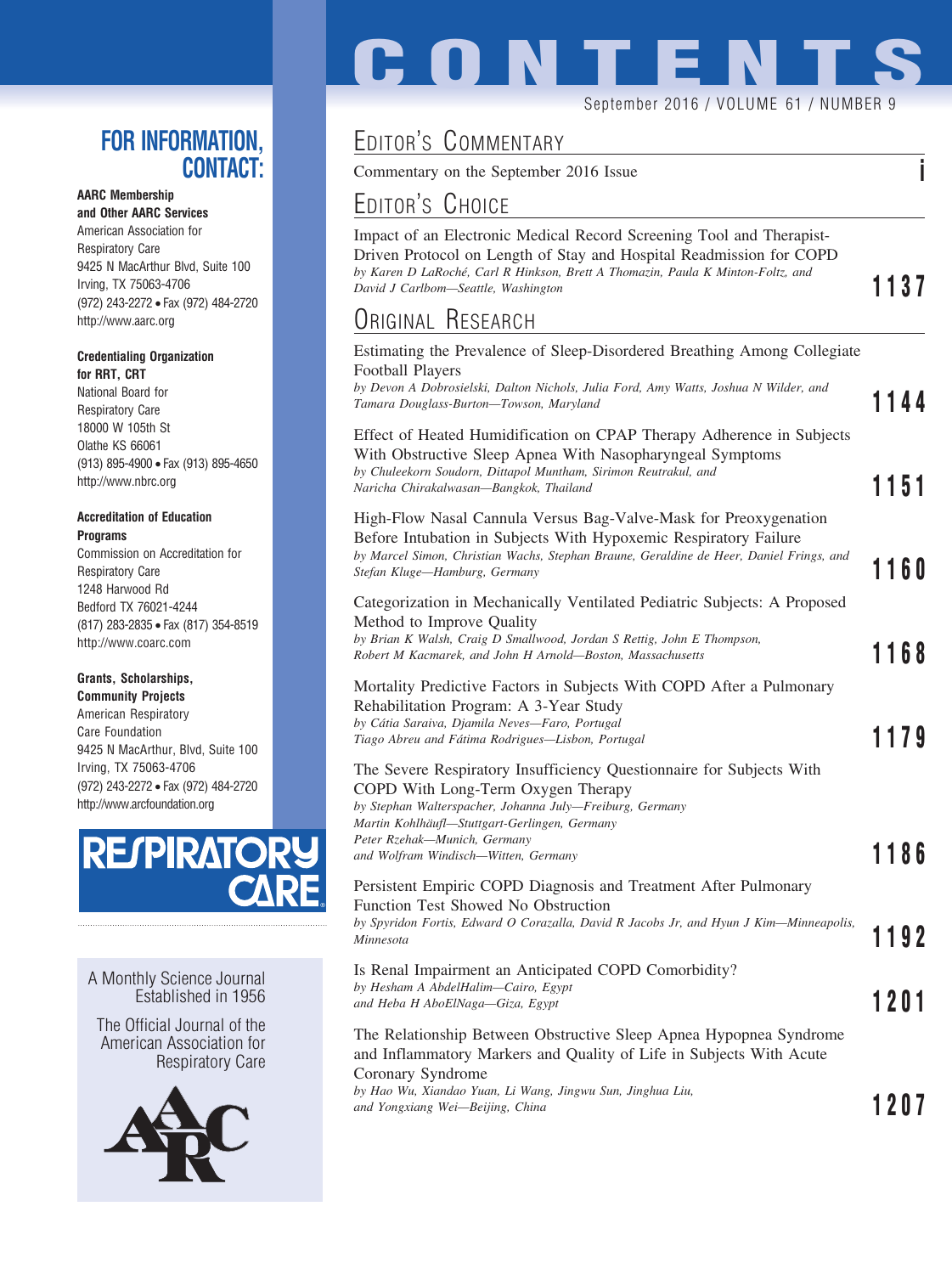# CONTENTS

September 2016 / VOLUME 61 / NUMBER 9

## EDITOR'S COMMENTARY

Commentary on the September 2016 Issue — i

## EDITOR'S CHOICE

Impact of an Electronic Medical Record Screening Tool and Therapist-Driven Protocol on Length of Stay and Hospital Readmission for COPD
*by Karen D LaRoché, Carl R Hinkson, Brett A Thomazin, Paula K Minton-Foltz, and David J Carlbom—Seattle, Washington* — 1137

## ORIGINAL RESEARCH

Estimating the Prevalence of Sleep-Disordered Breathing Among Collegiate Football Players
*by Devon A Dobrosielski, Dalton Nichols, Julia Ford, Amy Watts, Joshua N Wilder, and Tamara Douglass-Burton—Towson, Maryland* — 1144

Effect of Heated Humidification on CPAP Therapy Adherence in Subjects With Obstructive Sleep Apnea With Nasopharyngeal Symptoms
*by Chuleekorn Soudorn, Dittapol Muntham, Sirimon Reutrakul, and Naricha Chirakalwasan—Bangkok, Thailand* — 1151

High-Flow Nasal Cannula Versus Bag-Valve-Mask for Preoxygenation Before Intubation in Subjects With Hypoxemic Respiratory Failure
*by Marcel Simon, Christian Wachs, Stephan Braune, Geraldine de Heer, Daniel Frings, and Stefan Kluge—Hamburg, Germany* — 1160

Categorization in Mechanically Ventilated Pediatric Subjects: A Proposed Method to Improve Quality
*by Brian K Walsh, Craig D Smallwood, Jordan S Rettig, John E Thompson, Robert M Kacmarek, and John H Arnold—Boston, Massachusetts* — 1168

Mortality Predictive Factors in Subjects With COPD After a Pulmonary Rehabilitation Program: A 3-Year Study
*by Cátia Saraiva, Djamila Neves—Faro, Portugal*
*Tiago Abreu and Fátima Rodrigues—Lisbon, Portugal* — 1179

The Severe Respiratory Insufficiency Questionnaire for Subjects With COPD With Long-Term Oxygen Therapy
*by Stephan Walterspacher, Johanna July—Freiburg, Germany*
*Martin Kohlhäufl—Stuttgart-Gerlingen, Germany*
*Peter Rzehak—Munich, Germany*
*and Wolfram Windisch—Witten, Germany* — 1186

Persistent Empiric COPD Diagnosis and Treatment After Pulmonary Function Test Showed No Obstruction
*by Spyridon Fortis, Edward O Corazalla, David R Jacobs Jr, and Hyun J Kim—Minneapolis, Minnesota* — 1192

Is Renal Impairment an Anticipated COPD Comorbidity?
*by Hesham A AbdelHalim—Cairo, Egypt*
*and Heba H AboElNaga—Giza, Egypt* — 1201

The Relationship Between Obstructive Sleep Apnea Hypopnea Syndrome and Inflammatory Markers and Quality of Life in Subjects With Acute Coronary Syndrome
*by Hao Wu, Xiandao Yuan, Li Wang, Jingwu Sun, Jinghua Liu, and Yongxiang Wei—Beijing, China* — 1207

## FOR INFORMATION, CONTACT:

**AARC Membership and Other AARC Services**
American Association for Respiratory Care
9425 N MacArthur Blvd, Suite 100
Irving, TX 75063-4706
(972) 243-2272 • Fax (972) 484-2720
http://www.aarc.org

**Credentialing Organization for RRT, CRT**
National Board for Respiratory Care
18000 W 105th St
Olathe KS 66061
(913) 895-4900 • Fax (913) 895-4650
http://www.nbrc.org

**Accreditation of Education Programs**
Commission on Accreditation for Respiratory Care
1248 Harwood Rd
Bedford TX 76021-4244
(817) 283-2835 • Fax (817) 354-8519
http://www.coarc.com

**Grants, Scholarships, Community Projects**
American Respiratory Care Foundation
9425 N MacArthur, Blvd, Suite 100
Irving, TX 75063-4706
(972) 243-2272 • Fax (972) 484-2720
http://www.arcfoundation.org

RESPIRATORY CARE

A Monthly Science Journal Established in 1956

The Official Journal of the American Association for Respiratory Care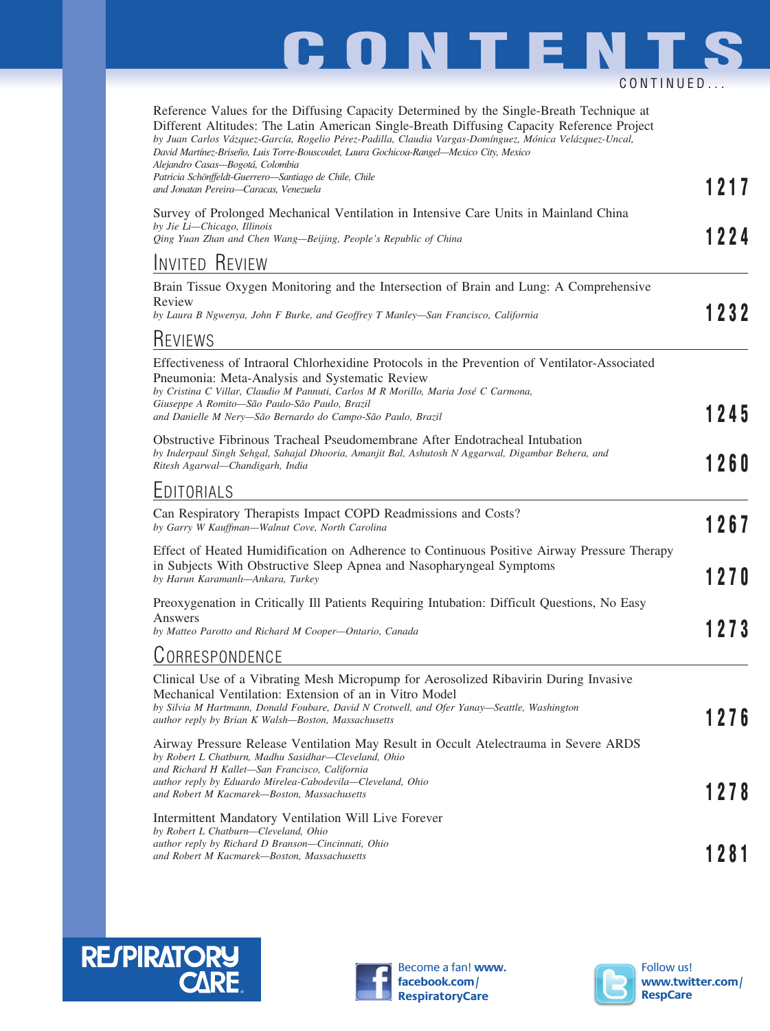# CONTENTS

CONTINUED...

Reference Values for the Diffusing Capacity Determined by the Single-Breath Technique at Different Altitudes: The Latin American Single-Breath Diffusing Capacity Reference Project
*by Juan Carlos Vázquez-García, Rogelio Pérez-Padilla, Claudia Vargas-Domínguez, Mónica Velázquez-Uncal, David Martínez-Briseño, Luis Torre-Bouscoulet, Laura Gochicoa-Rangel—Mexico City, Mexico*
*Alejandro Casas—Bogotá, Colombia*
*Patricia Schönffeldt-Guerrero—Santiago de Chile, Chile*
*and Jonatan Pereira—Caracas, Venezuela* — **1217**

Survey of Prolonged Mechanical Ventilation in Intensive Care Units in Mainland China
*by Jie Li—Chicago, Illinois*
*Qing Yuan Zhan and Chen Wang—Beijing, People's Republic of China* — **1224**

## Invited Review

Brain Tissue Oxygen Monitoring and the Intersection of Brain and Lung: A Comprehensive Review
*by Laura B Ngwenya, John F Burke, and Geoffrey T Manley—San Francisco, California* — **1232**

## Reviews

Effectiveness of Intraoral Chlorhexidine Protocols in the Prevention of Ventilator-Associated Pneumonia: Meta-Analysis and Systematic Review
*by Cristina C Villar, Claudio M Pannuti, Carlos M R Morillo, Maria José C Carmona, Giuseppe A Romito—São Paulo-São Paulo, Brazil*
*and Danielle M Nery—São Bernardo do Campo-São Paulo, Brazil* — **1245**

Obstructive Fibrinous Tracheal Pseudomembrane After Endotracheal Intubation
*by Inderpaul Singh Sehgal, Sahajal Dhooria, Amanjit Bal, Ashutosh N Aggarwal, Digambar Behera, and Ritesh Agarwal—Chandigarh, India* — **1260**

## Editorials

Can Respiratory Therapists Impact COPD Readmissions and Costs?
*by Garry W Kauffman—Walnut Cove, North Carolina* — **1267**

Effect of Heated Humidification on Adherence to Continuous Positive Airway Pressure Therapy in Subjects With Obstructive Sleep Apnea and Nasopharyngeal Symptoms
*by Harun Karamanlı—Ankara, Turkey* — **1270**

Preoxygenation in Critically Ill Patients Requiring Intubation: Difficult Questions, No Easy Answers
*by Matteo Parotto and Richard M Cooper—Ontario, Canada* — **1273**

## Correspondence

Clinical Use of a Vibrating Mesh Micropump for Aerosolized Ribavirin During Invasive Mechanical Ventilation: Extension of an in Vitro Model
*by Silvia M Hartmann, Donald Foubare, David N Crotwell, and Ofer Yanay—Seattle, Washington*
*author reply by Brian K Walsh—Boston, Massachusetts* — **1276**

Airway Pressure Release Ventilation May Result in Occult Atelectrauma in Severe ARDS
*by Robert L Chatburn, Madhu Sasidhar—Cleveland, Ohio*
*and Richard H Kallet—San Francisco, California*
*author reply by Eduardo Mirelea-Cabodevila—Cleveland, Ohio*
*and Robert M Kacmarek—Boston, Massachusetts* — **1278**

Intermittent Mandatory Ventilation Will Live Forever
*by Robert L Chatburn—Cleveland, Ohio*
*author reply by Richard D Branson—Cincinnati, Ohio*
*and Robert M Kacmarek—Boston, Massachusetts* — **1281**

RESPIRATORY CARE

Become a fan! www.facebook.com/RespiratoryCare

Follow us! www.twitter.com/RespCare